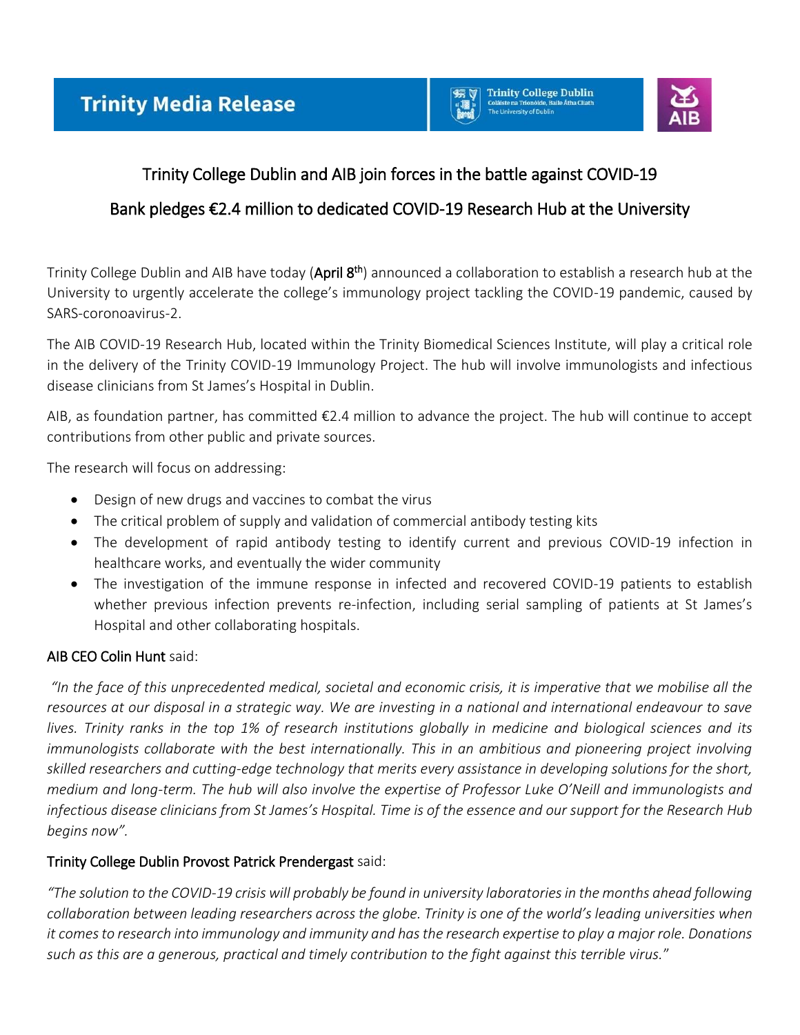**Trinity Media Release**

# Trinity College Dublin and AIB join forces in the battle against COVID-19

## Bank pledges €2.4 million to dedicated COVID-19 Research Hub at the University

Trinity College Dublin and AIB have today (**April 8th**) announced a collaboration to establish a research hub at the University to urgently accelerate the college's immunology project tackling the COVID-19 pandemic, caused by SARS-coronoavirus-2.

The AIB COVID-19 Research Hub, located within the Trinity Biomedical Sciences Institute, will play a critical role in the delivery of the Trinity COVID-19 Immunology Project. The hub will involve immunologists and infectious disease clinicians from St James's Hospital in Dublin.

AIB, as foundation partner, has committed €2.4 million to advance the project. The hub will continue to accept contributions from other public and private sources.

The research will focus on addressing:

- Design of new drugs and vaccines to combat the virus
- The critical problem of supply and validation of commercial antibody testing kits
- The development of rapid antibody testing to identify current and previous COVID-19 infection in healthcare works, and eventually the wider community
- The investigation of the immune response in infected and recovered COVID-19 patients to establish whether previous infection prevents re-infection, including serial sampling of patients at St James's Hospital and other collaborating hospitals.

**AIB CEO Colin Hunt** said:

*"In the face of this unprecedented medical, societal and economic crisis, it is imperative that we mobilise all the resources at our disposal in a strategic way. We are investing in a national and international endeavour to save lives. Trinity ranks in the top 1% of research institutions globally in medicine and biological sciences and its immunologists collaborate with the best internationally. This in an ambitious and pioneering project involving skilled researchers and cutting-edge technology that merits every assistance in developing solutions for the short, medium and long-term. The hub will also involve the expertise of Professor Luke O'Neill and immunologists and infectious disease clinicians from St James's Hospital. Time is of the essence and our support for the Research Hub begins now".*

**Trinity College Dublin Provost Patrick Prendergast** said:

*"The solution to the COVID-19 crisis will probably be found in university laboratories in the months ahead following collaboration between leading researchers across the globe. Trinity is one of the world's leading universities when it comes to research into immunology and immunity and has the research expertise to play a major role. Donations such as this are a generous, practical and timely contribution to the fight against this terrible virus."*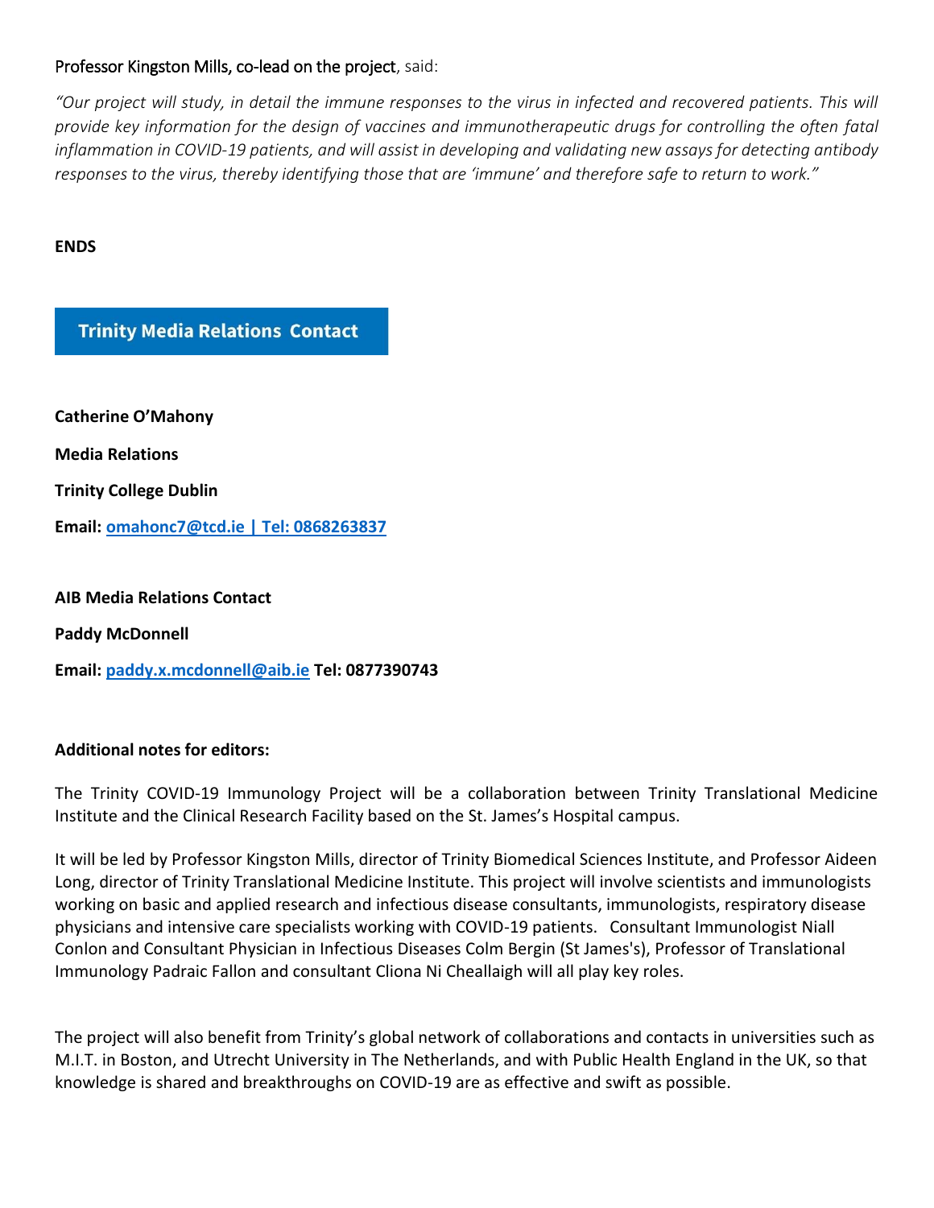Professor Kingston Mills, co-lead on the project, said:

*"Our project will study, in detail the immune responses to the virus in infected and recovered patients. This will provide key information for the design of vaccines and immunotherapeutic drugs for controlling the often fatal inflammation in COVID-19 patients, and will assist in developing and validating new assays for detecting antibody responses to the virus, thereby identifying those that are 'immune' and therefore safe to return to work."*

**ENDS**

## Trinity Media Relations Contact

**Catherine O'Mahony**

**Media Relations**

**Trinity College Dublin**

**Email: omahonc7@tcd.ie | Tel: 0868263837**

**AIB Media Relations Contact**

**Paddy McDonnell**

**Email: paddy.x.mcdonnell@aib.ie Tel: 0877390743**

**Additional notes for editors:**

The Trinity COVID-19 Immunology Project will be a collaboration between Trinity Translational Medicine Institute and the Clinical Research Facility based on the St. James's Hospital campus.

It will be led by Professor Kingston Mills, director of Trinity Biomedical Sciences Institute, and Professor Aideen Long, director of Trinity Translational Medicine Institute. This project will involve scientists and immunologists working on basic and applied research and infectious disease consultants, immunologists, respiratory disease physicians and intensive care specialists working with COVID-19 patients. Consultant Immunologist Niall Conlon and Consultant Physician in Infectious Diseases Colm Bergin (St James's), Professor of Translational Immunology Padraic Fallon and consultant Cliona Ni Cheallaigh will all play key roles.

The project will also benefit from Trinity's global network of collaborations and contacts in universities such as M.I.T. in Boston, and Utrecht University in The Netherlands, and with Public Health England in the UK, so that knowledge is shared and breakthroughs on COVID-19 are as effective and swift as possible.